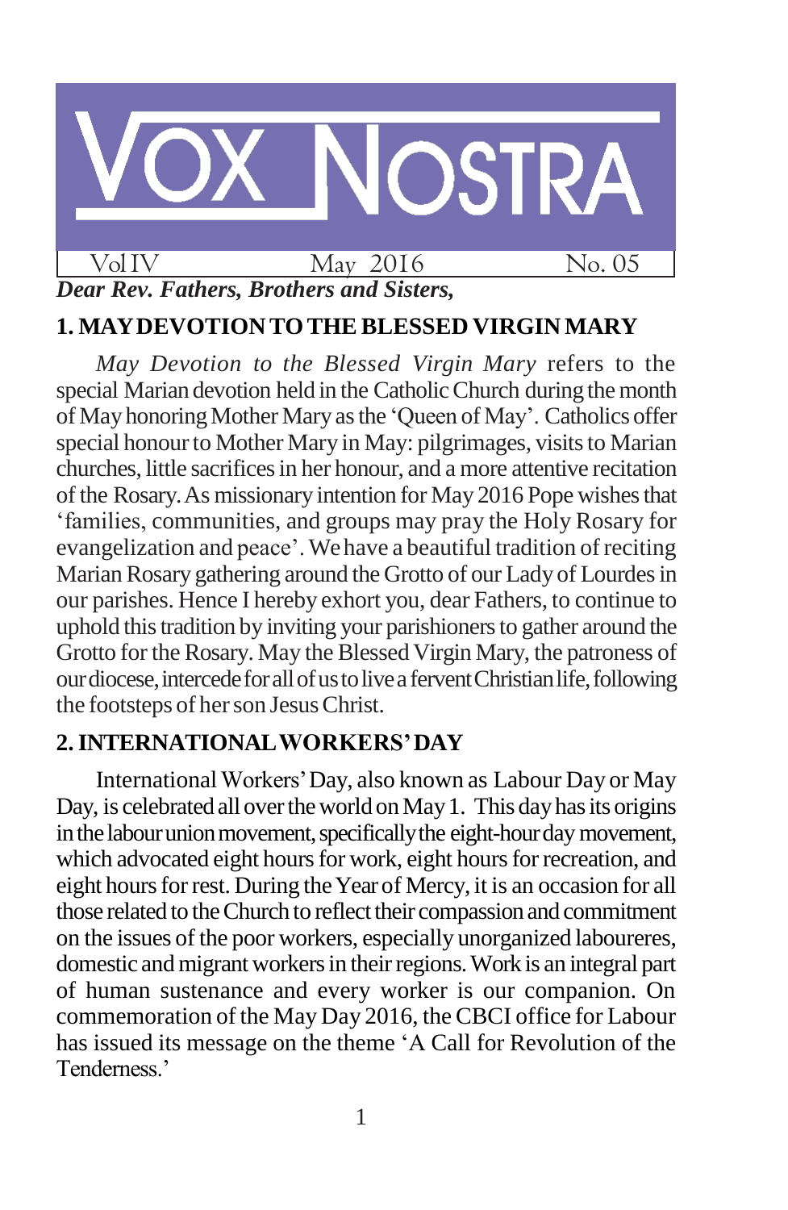# VOX NOSTRA

Vol IV | May 2016 | No. 05

***Dear Rev. Fathers, Brothers and Sisters,***

## 1. MAY DEVOTION TO THE BLESSED VIRGIN MARY

*May Devotion to the Blessed Virgin Mary* refers to the special Marian devotion held in the Catholic Church during the month of May honoring Mother Mary as the 'Queen of May'. Catholics offer special honour to Mother Mary in May: pilgrimages, visits to Marian churches, little sacrifices in her honour, and a more attentive recitation of the Rosary. As missionary intention for May 2016 Pope wishes that 'families, communities, and groups may pray the Holy Rosary for evangelization and peace'. We have a beautiful tradition of reciting Marian Rosary gathering around the Grotto of our Lady of Lourdes in our parishes. Hence I hereby exhort you, dear Fathers, to continue to uphold this tradition by inviting your parishioners to gather around the Grotto for the Rosary. May the Blessed Virgin Mary, the patroness of our diocese, intercede for all of us to live a fervent Christian life, following the footsteps of her son Jesus Christ.

## 2. INTERNATIONAL WORKERS' DAY

International Workers' Day, also known as Labour Day or May Day, is celebrated all over the world on May 1. This day has its origins in the labour union movement, specifically the eight-hour day movement, which advocated eight hours for work, eight hours for recreation, and eight hours for rest. During the Year of Mercy, it is an occasion for all those related to the Church to reflect their compassion and commitment on the issues of the poor workers, especially unorganized laboureres, domestic and migrant workers in their regions. Work is an integral part of human sustenance and every worker is our companion. On commemoration of the May Day 2016, the CBCI office for Labour has issued its message on the theme 'A Call for Revolution of the Tenderness.'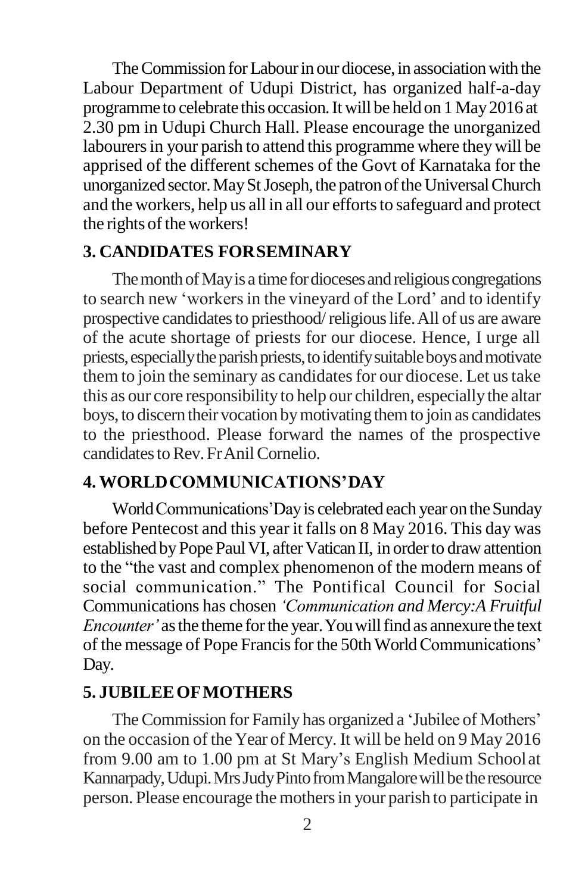The Commission for Labour in our diocese, in association with the Labour Department of Udupi District, has organized half-a-day programme to celebrate this occasion. It will be held on 1 May 2016 at 2.30 pm in Udupi Church Hall. Please encourage the unorganized labourers in your parish to attend this programme where they will be apprised of the different schemes of the Govt of Karnataka for the unorganized sector. May St Joseph, the patron of the Universal Church and the workers, help us all in all our efforts to safeguard and protect the rights of the workers!

## 3. CANDIDATES FOR SEMINARY

The month of May is a time for dioceses and religious congregations to search new 'workers in the vineyard of the Lord' and to identify prospective candidates to priesthood/ religious life. All of us are aware of the acute shortage of priests for our diocese. Hence, I urge all priests, especially the parish priests, to identify suitable boys and motivate them to join the seminary as candidates for our diocese. Let us take this as our core responsibility to help our children, especially the altar boys, to discern their vocation by motivating them to join as candidates to the priesthood. Please forward the names of the prospective candidates to Rev. Fr Anil Cornelio.

## 4. WORLD COMMUNICATIONS' DAY

World Communications' Day is celebrated each year on the Sunday before Pentecost and this year it falls on 8 May 2016. This day was established by Pope Paul VI, after Vatican II, in order to draw attention to the "the vast and complex phenomenon of the modern means of social communication." The Pontifical Council for Social Communications has chosen *'Communication and Mercy: A Fruitful Encounter'* as the theme for the year. You will find as annexure the text of the message of Pope Francis for the 50th World Communications' Day.

## 5. JUBILEE OF MOTHERS

The Commission for Family has organized a 'Jubilee of Mothers' on the occasion of the Year of Mercy. It will be held on 9 May 2016 from 9.00 am to 1.00 pm at St Mary's English Medium School at Kannarpady, Udupi. Mrs Judy Pinto from Mangalore will be the resource person. Please encourage the mothers in your parish to participate in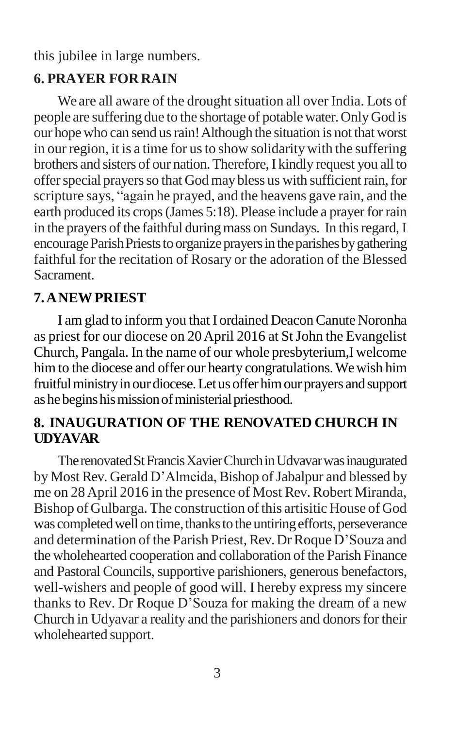this jubilee in large numbers.

## 6. PRAYER FOR RAIN

We are all aware of the drought situation all over India. Lots of people are suffering due to the shortage of potable water. Only God is our hope who can send us rain! Although the situation is not that worst in our region, it is a time for us to show solidarity with the suffering brothers and sisters of our nation. Therefore, I kindly request you all to offer special prayers so that God may bless us with sufficient rain, for scripture says, "again he prayed, and the heavens gave rain, and the earth produced its crops (James 5:18). Please include a prayer for rain in the prayers of the faithful during mass on Sundays. In this regard, I encourage Parish Priests to organize prayers in the parishes by gathering faithful for the recitation of Rosary or the adoration of the Blessed Sacrament.

## 7. A NEW PRIEST

I am glad to inform you that I ordained Deacon Canute Noronha as priest for our diocese on 20 April 2016 at St John the Evangelist Church, Pangala. In the name of our whole presbyterium,I welcome him to the diocese and offer our hearty congratulations. We wish him fruitful ministry in our diocese. Let us offer him our prayers and support as he begins his mission of ministerial priesthood.

## 8. INAUGURATION OF THE RENOVATED CHURCH IN UDYAVAR

The renovated St Francis Xavier Church in Udvavar was inaugurated by Most Rev. Gerald D'Almeida, Bishop of Jabalpur and blessed by me on 28 April 2016 in the presence of Most Rev. Robert Miranda, Bishop of Gulbarga. The construction of this artisitic House of God was completed well on time, thanks to the untiring efforts, perseverance and determination of the Parish Priest, Rev. Dr Roque D'Souza and the wholehearted cooperation and collaboration of the Parish Finance and Pastoral Councils, supportive parishioners, generous benefactors, well-wishers and people of good will. I hereby express my sincere thanks to Rev. Dr Roque D'Souza for making the dream of a new Church in Udyavar a reality and the parishioners and donors for their wholehearted support.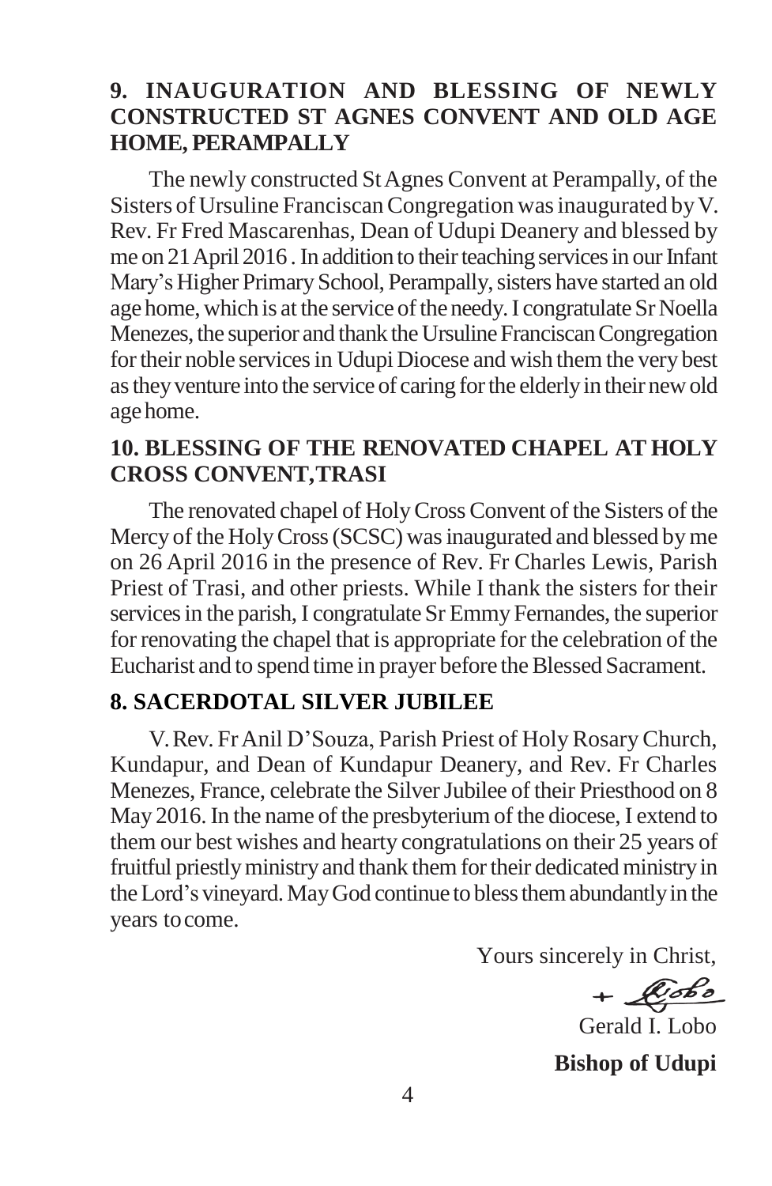## 9. INAUGURATION AND BLESSING OF NEWLY CONSTRUCTED ST AGNES CONVENT AND OLD AGE HOME, PERAMPALLY

The newly constructed St Agnes Convent at Perampally, of the Sisters of Ursuline Franciscan Congregation was inaugurated by V. Rev. Fr Fred Mascarenhas, Dean of Udupi Deanery and blessed by me on 21 April 2016 . In addition to their teaching services in our Infant Mary's Higher Primary School, Perampally, sisters have started an old age home, which is at the service of the needy. I congratulate Sr Noella Menezes, the superior and thank the Ursuline Franciscan Congregation for their noble services in Udupi Diocese and wish them the very best as they venture into the service of caring for the elderly in their new old age home.

## 10. BLESSING OF THE RENOVATED CHAPEL AT HOLY CROSS CONVENT, TRASI

The renovated chapel of Holy Cross Convent of the Sisters of the Mercy of the Holy Cross (SCSC) was inaugurated and blessed by me on 26 April 2016 in the presence of Rev. Fr Charles Lewis, Parish Priest of Trasi, and other priests. While I thank the sisters for their services in the parish, I congratulate Sr Emmy Fernandes, the superior for renovating the chapel that is appropriate for the celebration of the Eucharist and to spend time in prayer before the Blessed Sacrament.

## 8. SACERDOTAL SILVER JUBILEE

V. Rev. Fr Anil D'Souza, Parish Priest of Holy Rosary Church, Kundapur, and Dean of Kundapur Deanery, and Rev. Fr Charles Menezes, France, celebrate the Silver Jubilee of their Priesthood on 8 May 2016. In the name of the presbyterium of the diocese, I extend to them our best wishes and hearty congratulations on their 25 years of fruitful priestly ministry and thank them for their dedicated ministry in the Lord's vineyard. May God continue to bless them abundantly in the years to come.

Yours sincerely in Christ,

+ Lobo

Gerald I. Lobo

**Bishop of Udupi**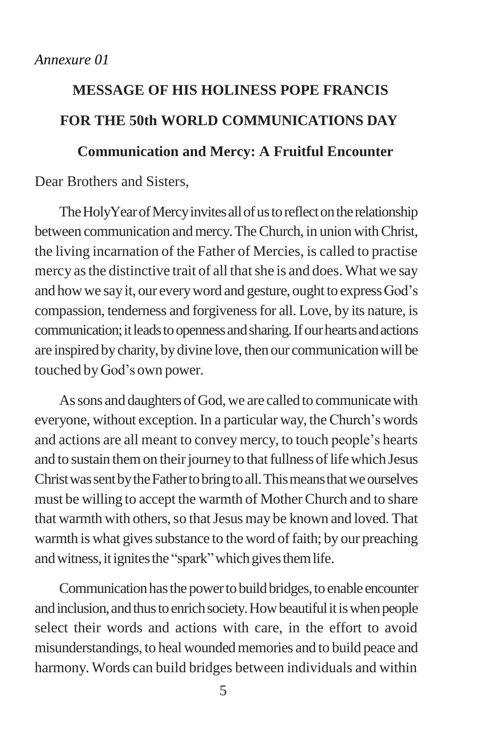*Annexure 01*

# MESSAGE OF HIS HOLINESS POPE FRANCIS

# FOR THE 50th WORLD COMMUNICATIONS DAY

## Communication and Mercy: A Fruitful Encounter

Dear Brothers and Sisters,

The Holy Year of Mercy invites all of us to reflect on the relationship between communication and mercy. The Church, in union with Christ, the living incarnation of the Father of Mercies, is called to practise mercy as the distinctive trait of all that she is and does. What we say and how we say it, our every word and gesture, ought to express God's compassion, tenderness and forgiveness for all. Love, by its nature, is communication; it leads to openness and sharing. If our hearts and actions are inspired by charity, by divine love, then our communication will be touched by God's own power.

As sons and daughters of God, we are called to communicate with everyone, without exception. In a particular way, the Church's words and actions are all meant to convey mercy, to touch people's hearts and to sustain them on their journey to that fullness of life which Jesus Christ was sent by the Father to bring to all. This means that we ourselves must be willing to accept the warmth of Mother Church and to share that warmth with others, so that Jesus may be known and loved. That warmth is what gives substance to the word of faith; by our preaching and witness, it ignites the "spark" which gives them life.

Communication has the power to build bridges, to enable encounter and inclusion, and thus to enrich society. How beautiful it is when people select their words and actions with care, in the effort to avoid misunderstandings, to heal wounded memories and to build peace and harmony. Words can build bridges between individuals and within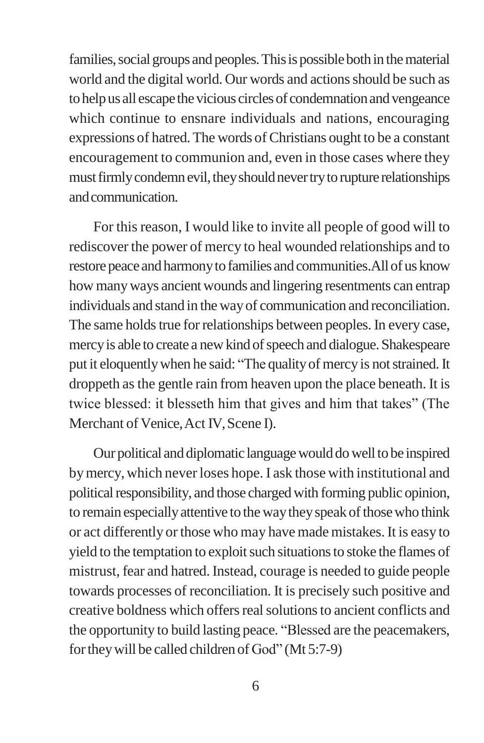families, social groups and peoples. This is possible both in the material world and the digital world. Our words and actions should be such as to help us all escape the vicious circles of condemnation and vengeance which continue to ensnare individuals and nations, encouraging expressions of hatred. The words of Christians ought to be a constant encouragement to communion and, even in those cases where they must firmly condemn evil, they should never try to rupture relationships and communication.

For this reason, I would like to invite all people of good will to rediscover the power of mercy to heal wounded relationships and to restore peace and harmony to families and communities.All of us know how many ways ancient wounds and lingering resentments can entrap individuals and stand in the way of communication and reconciliation. The same holds true for relationships between peoples. In every case, mercy is able to create a new kind of speech and dialogue. Shakespeare put it eloquently when he said: "The quality of mercy is not strained. It droppeth as the gentle rain from heaven upon the place beneath. It is twice blessed: it blesseth him that gives and him that takes" (The Merchant of Venice, Act IV, Scene I).

Our political and diplomatic language would do well to be inspired by mercy, which never loses hope. I ask those with institutional and political responsibility, and those charged with forming public opinion, to remain especially attentive to the way they speak of those who think or act differently or those who may have made mistakes. It is easy to yield to the temptation to exploit such situations to stoke the flames of mistrust, fear and hatred. Instead, courage is needed to guide people towards processes of reconciliation. It is precisely such positive and creative boldness which offers real solutions to ancient conflicts and the opportunity to build lasting peace. "Blessed are the peacemakers, for they will be called children of God" (Mt 5:7-9)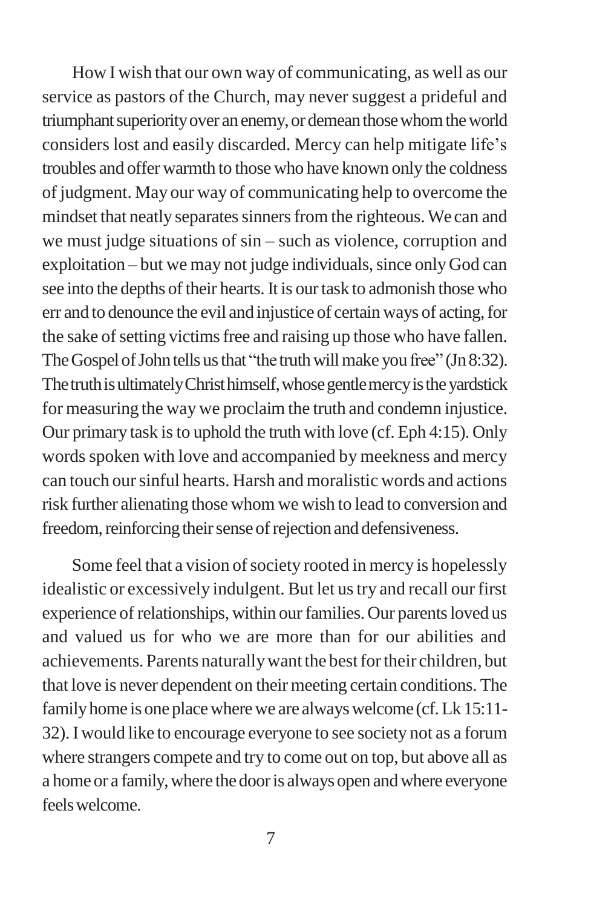How I wish that our own way of communicating, as well as our service as pastors of the Church, may never suggest a prideful and triumphant superiority over an enemy, or demean those whom the world considers lost and easily discarded. Mercy can help mitigate life's troubles and offer warmth to those who have known only the coldness of judgment. May our way of communicating help to overcome the mindset that neatly separates sinners from the righteous. We can and we must judge situations of sin – such as violence, corruption and exploitation – but we may not judge individuals, since only God can see into the depths of their hearts. It is our task to admonish those who err and to denounce the evil and injustice of certain ways of acting, for the sake of setting victims free and raising up those who have fallen. The Gospel of John tells us that "the truth will make you free" (Jn 8:32). The truth is ultimately Christ himself, whose gentle mercy is the yardstick for measuring the way we proclaim the truth and condemn injustice. Our primary task is to uphold the truth with love (cf. Eph 4:15). Only words spoken with love and accompanied by meekness and mercy can touch our sinful hearts. Harsh and moralistic words and actions risk further alienating those whom we wish to lead to conversion and freedom, reinforcing their sense of rejection and defensiveness.

Some feel that a vision of society rooted in mercy is hopelessly idealistic or excessively indulgent. But let us try and recall our first experience of relationships, within our families. Our parents loved us and valued us for who we are more than for our abilities and achievements. Parents naturally want the best for their children, but that love is never dependent on their meeting certain conditions. The family home is one place where we are always welcome (cf. Lk 15:11-32). I would like to encourage everyone to see society not as a forum where strangers compete and try to come out on top, but above all as a home or a family, where the door is always open and where everyone feels welcome.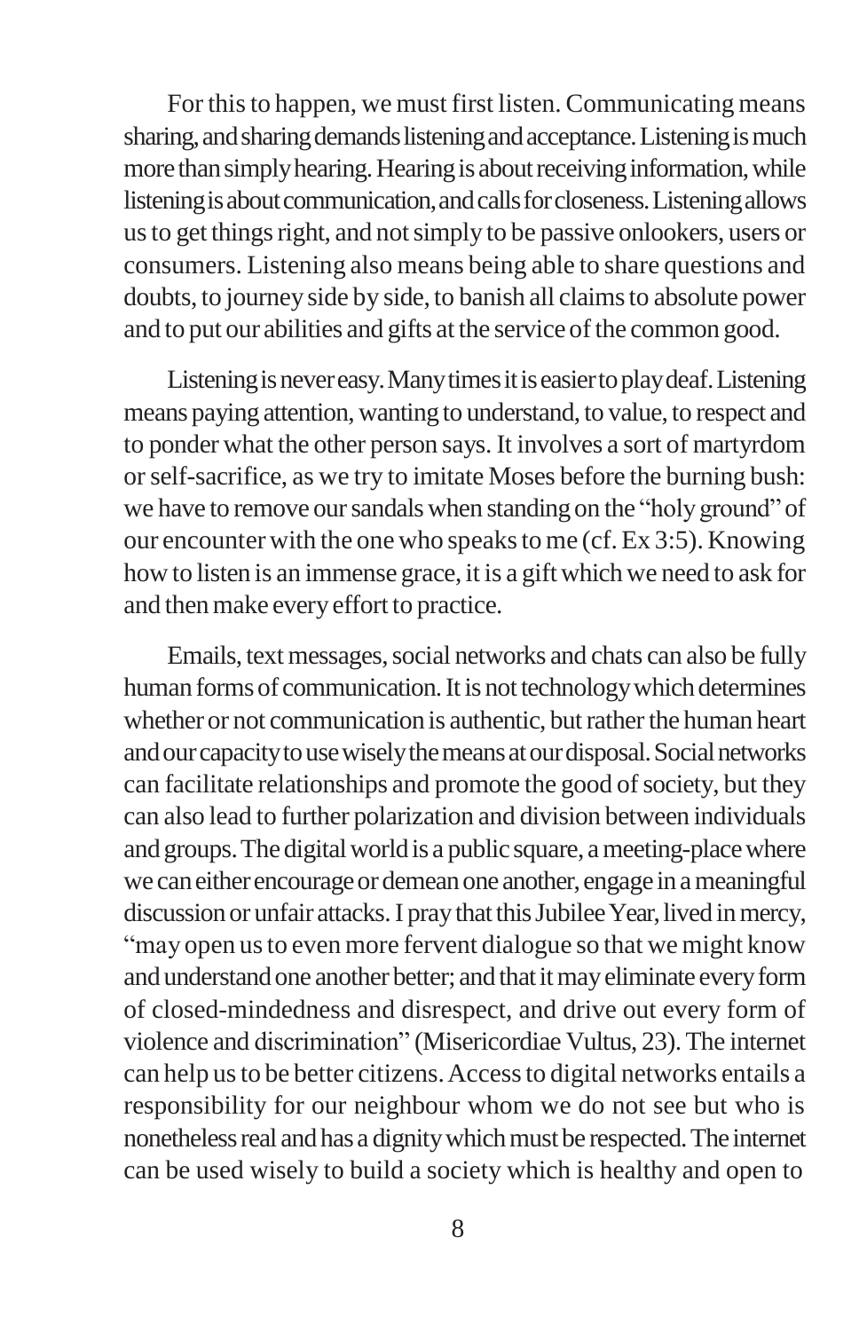For this to happen, we must first listen. Communicating means sharing, and sharing demands listening and acceptance. Listening is much more than simply hearing. Hearing is about receiving information, while listening is about communication, and calls for closeness. Listening allows us to get things right, and not simply to be passive onlookers, users or consumers. Listening also means being able to share questions and doubts, to journey side by side, to banish all claims to absolute power and to put our abilities and gifts at the service of the common good.

Listening is never easy. Many times it is easier to play deaf. Listening means paying attention, wanting to understand, to value, to respect and to ponder what the other person says. It involves a sort of martyrdom or self-sacrifice, as we try to imitate Moses before the burning bush: we have to remove our sandals when standing on the "holy ground" of our encounter with the one who speaks to me (cf. Ex 3:5). Knowing how to listen is an immense grace, it is a gift which we need to ask for and then make every effort to practice.

Emails, text messages, social networks and chats can also be fully human forms of communication. It is not technology which determines whether or not communication is authentic, but rather the human heart and our capacity to use wisely the means at our disposal. Social networks can facilitate relationships and promote the good of society, but they can also lead to further polarization and division between individuals and groups. The digital world is a public square, a meeting-place where we can either encourage or demean one another, engage in a meaningful discussion or unfair attacks. I pray that this Jubilee Year, lived in mercy, "may open us to even more fervent dialogue so that we might know and understand one another better; and that it may eliminate every form of closed-mindedness and disrespect, and drive out every form of violence and discrimination" (Misericordiae Vultus, 23). The internet can help us to be better citizens. Access to digital networks entails a responsibility for our neighbour whom we do not see but who is nonetheless real and has a dignity which must be respected. The internet can be used wisely to build a society which is healthy and open to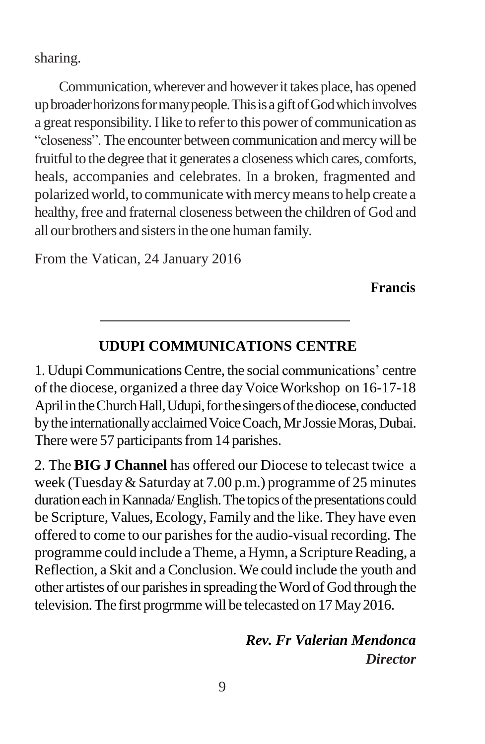sharing.

Communication, wherever and however it takes place, has opened up broader horizons for many people. This is a gift of God which involves a great responsibility. I like to refer to this power of communication as "closeness". The encounter between communication and mercy will be fruitful to the degree that it generates a closeness which cares, comforts, heals, accompanies and celebrates. In a broken, fragmented and polarized world, to communicate with mercy means to help create a healthy, free and fraternal closeness between the children of God and all our brothers and sisters in the one human family.

From the Vatican, 24 January 2016

**Francis**

---

## UDUPI COMMUNICATIONS CENTRE

1. Udupi Communications Centre, the social communications' centre of the diocese, organized a three day Voice Workshop on 16-17-18 April in the Church Hall, Udupi, for the singers of the diocese, conducted by the internationally acclaimed Voice Coach, Mr Jossie Moras, Dubai. There were 57 participants from 14 parishes.

2. The **BIG J Channel** has offered our Diocese to telecast twice a week (Tuesday & Saturday at 7.00 p.m.) programme of 25 minutes duration each in Kannada/English. The topics of the presentations could be Scripture, Values, Ecology, Family and the like. They have even offered to come to our parishes for the audio-visual recording. The programme could include a Theme, a Hymn, a Scripture Reading, a Reflection, a Skit and a Conclusion. We could include the youth and other artistes of our parishes in spreading the Word of God through the television. The first progrmme will be telecasted on 17 May 2016.

***Rev. Fr Valerian Mendonca***
***Director***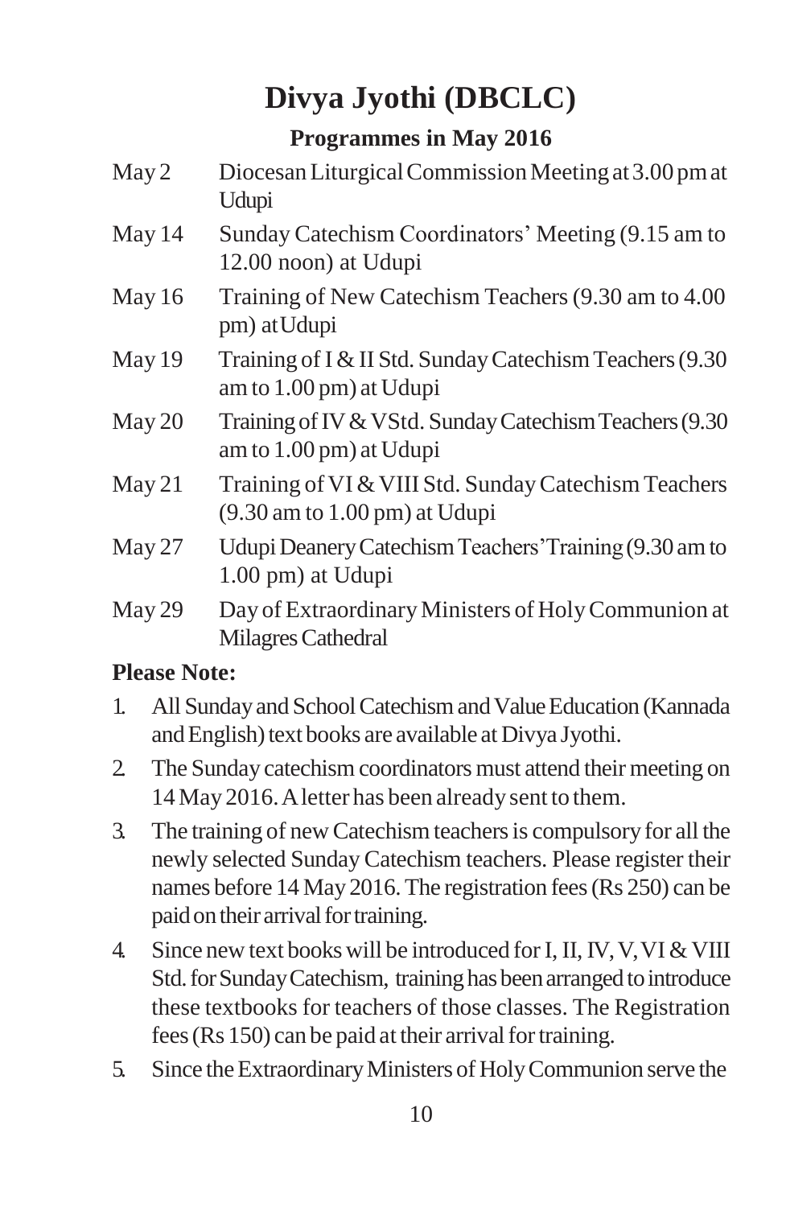# Divya Jyothi (DBCLC)

## Programmes in May 2016

| | |
|---|---|
| May 2 | Diocesan Liturgical Commission Meeting at 3.00 pm at Udupi |
| May 14 | Sunday Catechism Coordinators' Meeting (9.15 am to 12.00 noon) at Udupi |
| May 16 | Training of New Catechism Teachers (9.30 am to 4.00 pm) at Udupi |
| May 19 | Training of I & II Std. Sunday Catechism Teachers (9.30 am to 1.00 pm) at Udupi |
| May 20 | Training of IV & V Std. Sunday Catechism Teachers (9.30 am to 1.00 pm) at Udupi |
| May 21 | Training of VI & VIII Std. Sunday Catechism Teachers (9.30 am to 1.00 pm) at Udupi |
| May 27 | Udupi Deanery Catechism Teachers' Training (9.30 am to 1.00 pm) at Udupi |
| May 29 | Day of Extraordinary Ministers of Holy Communion at Milagres Cathedral |

**Please Note:**

1. All Sunday and School Catechism and Value Education (Kannada and English) text books are available at Divya Jyothi.
2. The Sunday catechism coordinators must attend their meeting on 14 May 2016. A letter has been already sent to them.
3. The training of new Catechism teachers is compulsory for all the newly selected Sunday Catechism teachers. Please register their names before 14 May 2016. The registration fees (Rs 250) can be paid on their arrival for training.
4. Since new text books will be introduced for I, II, IV, V, VI & VIII Std. for Sunday Catechism, training has been arranged to introduce these textbooks for teachers of those classes. The Registration fees (Rs 150) can be paid at their arrival for training.
5. Since the Extraordinary Ministers of Holy Communion serve the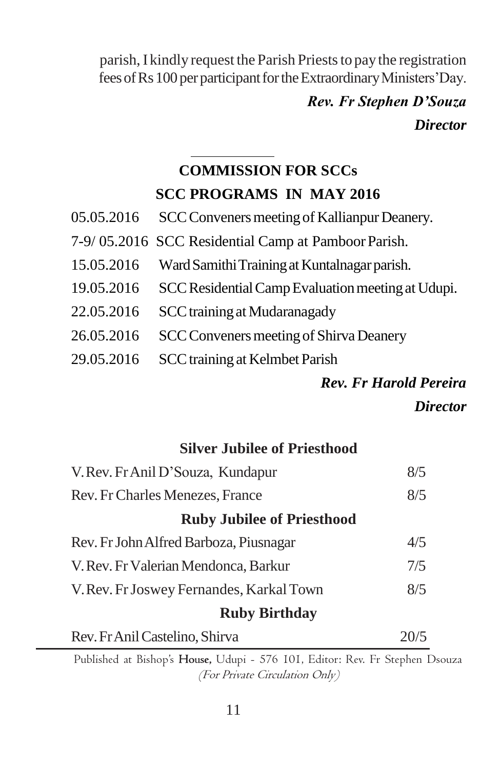parish, I kindly request the Parish Priests to pay the registration fees of Rs 100 per participant for the Extraordinary Ministers' Day.

***Rev. Fr Stephen D'Souza***
***Director***

---

## COMMISSION FOR SCCs

### SCC PROGRAMS IN MAY 2016

| | |
|---|---|
| 05.05.2016 | SCC Conveners meeting of Kallianpur Deanery. |
| 7-9/ 05.2016 | SCC Residential Camp at Pamboor Parish. |
| 15.05.2016 | Ward Samithi Training at Kuntalnagar parish. |
| 19.05.2016 | SCC Residential Camp Evaluation meeting at Udupi. |
| 22.05.2016 | SCC training at Mudaranagady |
| 26.05.2016 | SCC Conveners meeting of Shirva Deanery |
| 29.05.2016 | SCC training at Kelmbet Parish |

***Rev. Fr Harold Pereira***
***Director***

### Silver Jubilee of Priesthood

| | |
|---|---|
| V. Rev. Fr Anil D'Souza, Kundapur | 8/5 |
| Rev. Fr Charles Menezes, France | 8/5 |

### Ruby Jubilee of Priesthood

| | |
|---|---|
| Rev. Fr John Alfred Barboza, Piusnagar | 4/5 |
| V. Rev. Fr Valerian Mendonca, Barkur | 7/5 |
| V. Rev. Fr Joswey Fernandes, Karkal Town | 8/5 |

### Ruby Birthday

| | |
|---|---|
| Rev. Fr Anil Castelino, Shirva | 20/5 |

Published at Bishop's **House,** Udupi - 576 101, Editor: Rev. Fr Stephen Dsouza
*(For Private Circulation Only)*